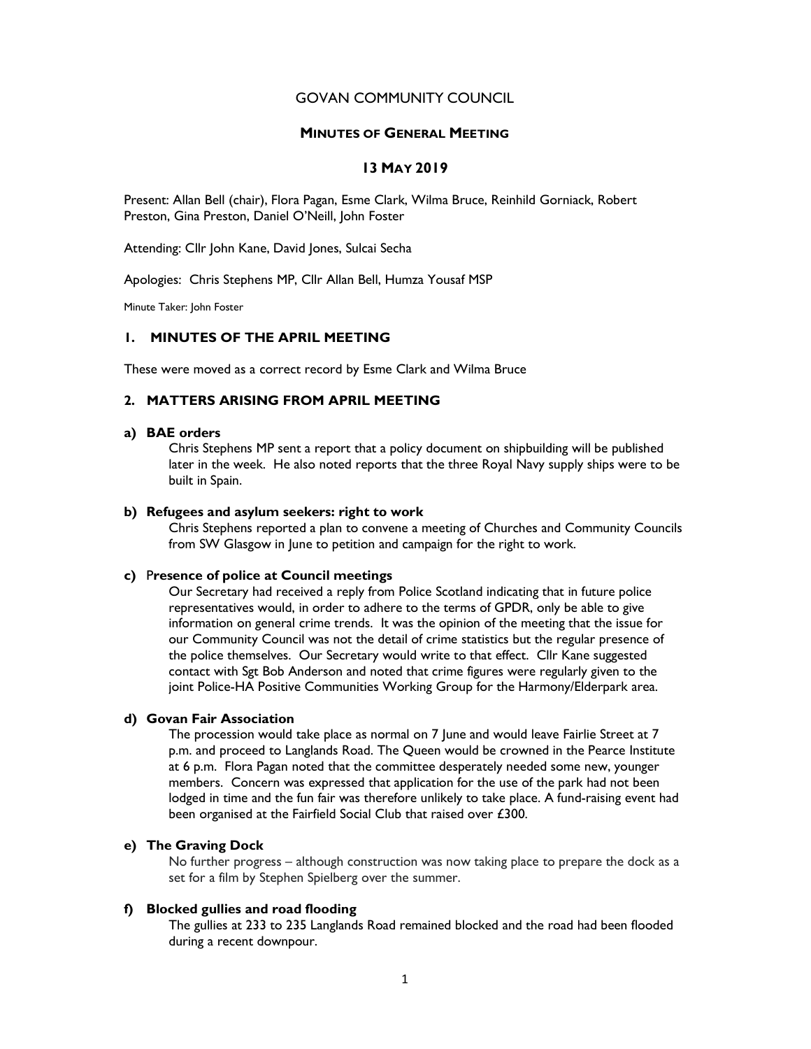# GOVAN COMMUNITY COUNCIL

## MINUTES OF GENERAL MEETING

## 13 MAY 2019

Present: Allan Bell (chair), Flora Pagan, Esme Clark, Wilma Bruce, Reinhild Gorniack, Robert Preston, Gina Preston, Daniel O'Neill, John Foster

Attending: Cllr John Kane, David Jones, Sulcai Secha

Apologies: Chris Stephens MP, Cllr Allan Bell, Humza Yousaf MSP

Minute Taker: John Foster

### 1. MINUTES OF THE APRIL MEETING

These were moved as a correct record by Esme Clark and Wilma Bruce

### 2. MATTERS ARISING FROM APRIL MEETING

**a) BAE orders**

Chris Stephens MP sent a report that a policy document on shipbuilding will be published later in the week. He also noted reports that the three Royal Navy supply ships were to be built in Spain.

**b) Refugees and asylum seekers: right to work**

Chris Stephens reported a plan to convene a meeting of Churches and Community Councils from SW Glasgow in June to petition and campaign for the right to work.

**c) Presence of police at Council meetings**

Our Secretary had received a reply from Police Scotland indicating that in future police representatives would, in order to adhere to the terms of GPDR, only be able to give information on general crime trends. It was the opinion of the meeting that the issue for our Community Council was not the detail of crime statistics but the regular presence of the police themselves. Our Secretary would write to that effect. Cllr Kane suggested contact with Sgt Bob Anderson and noted that crime figures were regularly given to the joint Police-HA Positive Communities Working Group for the Harmony/Elderpark area.

**d) Govan Fair Association**

The procession would take place as normal on 7 June and would leave Fairlie Street at 7 p.m. and proceed to Langlands Road. The Queen would be crowned in the Pearce Institute at 6 p.m. Flora Pagan noted that the committee desperately needed some new, younger members. Concern was expressed that application for the use of the park had not been lodged in time and the fun fair was therefore unlikely to take place. A fund-raising event had been organised at the Fairfield Social Club that raised over £300.

**e) The Graving Dock**

No further progress – although construction was now taking place to prepare the dock as a set for a film by Stephen Spielberg over the summer.

**f) Blocked gullies and road flooding**

The gullies at 233 to 235 Langlands Road remained blocked and the road had been flooded during a recent downpour.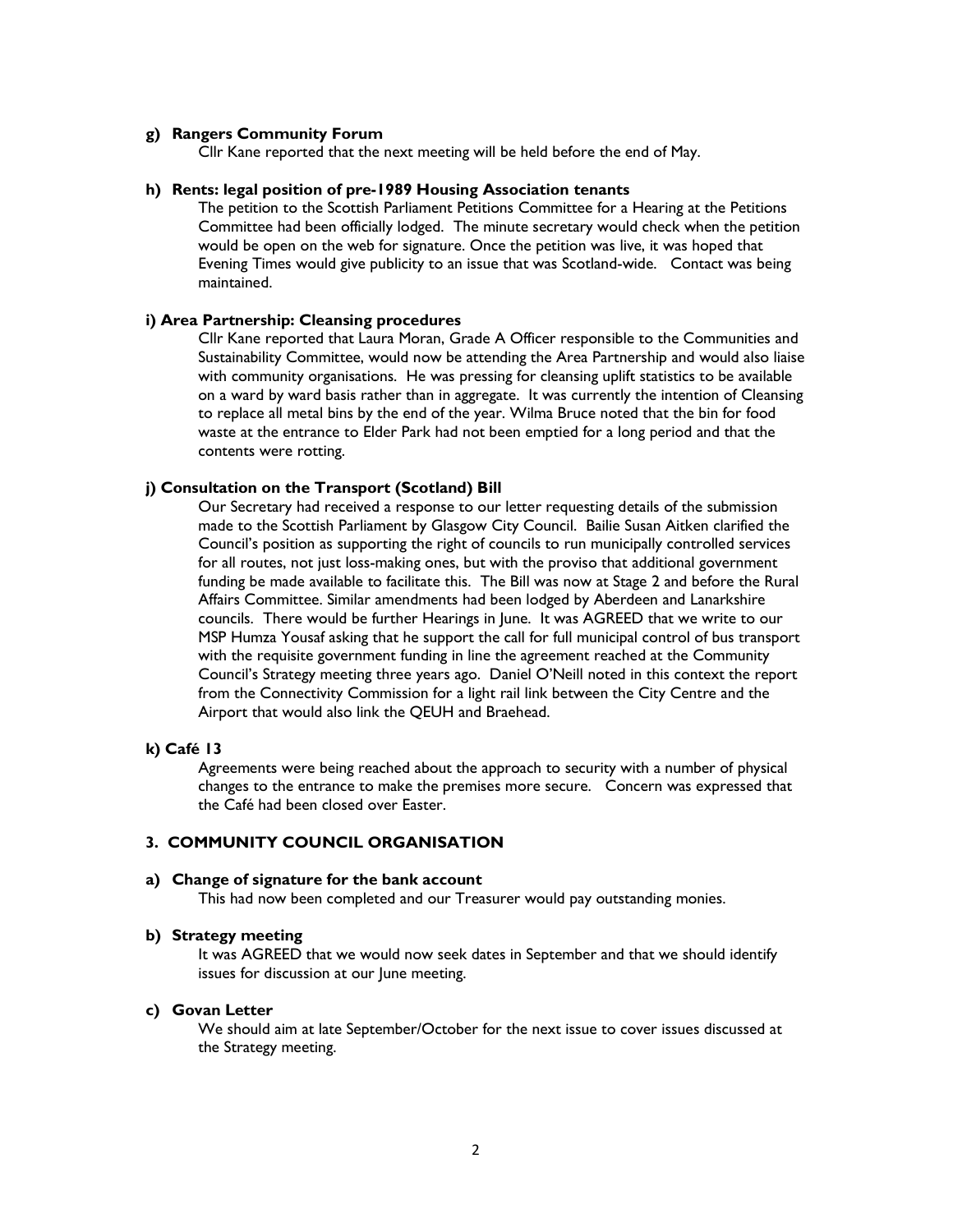**g) Rangers Community Forum**

Cllr Kane reported that the next meeting will be held before the end of May.

**h) Rents: legal position of pre-1989 Housing Association tenants**

The petition to the Scottish Parliament Petitions Committee for a Hearing at the Petitions Committee had been officially lodged. The minute secretary would check when the petition would be open on the web for signature. Once the petition was live, it was hoped that Evening Times would give publicity to an issue that was Scotland-wide. Contact was being maintained.

**i) Area Partnership: Cleansing procedures**

Cllr Kane reported that Laura Moran, Grade A Officer responsible to the Communities and Sustainability Committee, would now be attending the Area Partnership and would also liaise with community organisations. He was pressing for cleansing uplift statistics to be available on a ward by ward basis rather than in aggregate. It was currently the intention of Cleansing to replace all metal bins by the end of the year. Wilma Bruce noted that the bin for food waste at the entrance to Elder Park had not been emptied for a long period and that the contents were rotting.

**j) Consultation on the Transport (Scotland) Bill**

Our Secretary had received a response to our letter requesting details of the submission made to the Scottish Parliament by Glasgow City Council. Bailie Susan Aitken clarified the Council's position as supporting the right of councils to run municipally controlled services for all routes, not just loss-making ones, but with the proviso that additional government funding be made available to facilitate this. The Bill was now at Stage 2 and before the Rural Affairs Committee. Similar amendments had been lodged by Aberdeen and Lanarkshire councils. There would be further Hearings in June. It was AGREED that we write to our MSP Humza Yousaf asking that he support the call for full municipal control of bus transport with the requisite government funding in line the agreement reached at the Community Council's Strategy meeting three years ago. Daniel O'Neill noted in this context the report from the Connectivity Commission for a light rail link between the City Centre and the Airport that would also link the QEUH and Braehead.

**k) Café 13**

Agreements were being reached about the approach to security with a number of physical changes to the entrance to make the premises more secure. Concern was expressed that the Café had been closed over Easter.

## 3. COMMUNITY COUNCIL ORGANISATION

**a) Change of signature for the bank account**

This had now been completed and our Treasurer would pay outstanding monies.

**b) Strategy meeting**

It was AGREED that we would now seek dates in September and that we should identify issues for discussion at our June meeting.

**c) Govan Letter**

We should aim at late September/October for the next issue to cover issues discussed at the Strategy meeting.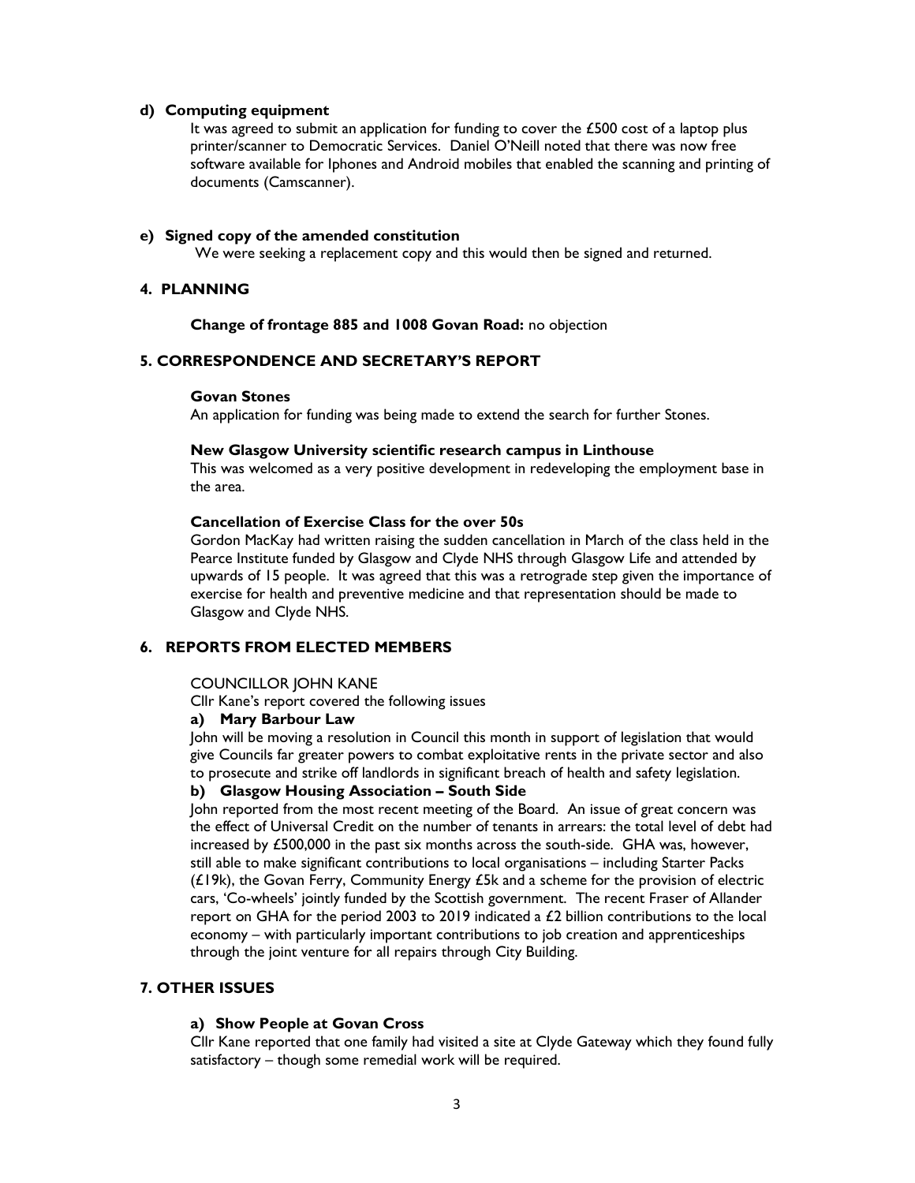**d) Computing equipment**

It was agreed to submit an application for funding to cover the £500 cost of a laptop plus printer/scanner to Democratic Services. Daniel O'Neill noted that there was now free software available for Iphones and Android mobiles that enabled the scanning and printing of documents (Camscanner).

**e) Signed copy of the amended constitution**

We were seeking a replacement copy and this would then be signed and returned.

## 4. PLANNING

**Change of frontage 885 and 1008 Govan Road:** no objection

## 5. CORRESPONDENCE AND SECRETARY'S REPORT

**Govan Stones**

An application for funding was being made to extend the search for further Stones.

**New Glasgow University scientific research campus in Linthouse**

This was welcomed as a very positive development in redeveloping the employment base in the area.

**Cancellation of Exercise Class for the over 50s**

Gordon MacKay had written raising the sudden cancellation in March of the class held in the Pearce Institute funded by Glasgow and Clyde NHS through Glasgow Life and attended by upwards of 15 people. It was agreed that this was a retrograde step given the importance of exercise for health and preventive medicine and that representation should be made to Glasgow and Clyde NHS.

## 6. REPORTS FROM ELECTED MEMBERS

COUNCILLOR JOHN KANE

Cllr Kane's report covered the following issues

**a) Mary Barbour Law**

John will be moving a resolution in Council this month in support of legislation that would give Councils far greater powers to combat exploitative rents in the private sector and also to prosecute and strike off landlords in significant breach of health and safety legislation.

**b) Glasgow Housing Association – South Side**

John reported from the most recent meeting of the Board. An issue of great concern was the effect of Universal Credit on the number of tenants in arrears: the total level of debt had increased by £500,000 in the past six months across the south-side. GHA was, however, still able to make significant contributions to local organisations – including Starter Packs (£19k), the Govan Ferry, Community Energy £5k and a scheme for the provision of electric cars, 'Co-wheels' jointly funded by the Scottish government. The recent Fraser of Allander report on GHA for the period 2003 to 2019 indicated a £2 billion contributions to the local economy – with particularly important contributions to job creation and apprenticeships through the joint venture for all repairs through City Building.

## 7. OTHER ISSUES

**a) Show People at Govan Cross**

Cllr Kane reported that one family had visited a site at Clyde Gateway which they found fully satisfactory – though some remedial work will be required.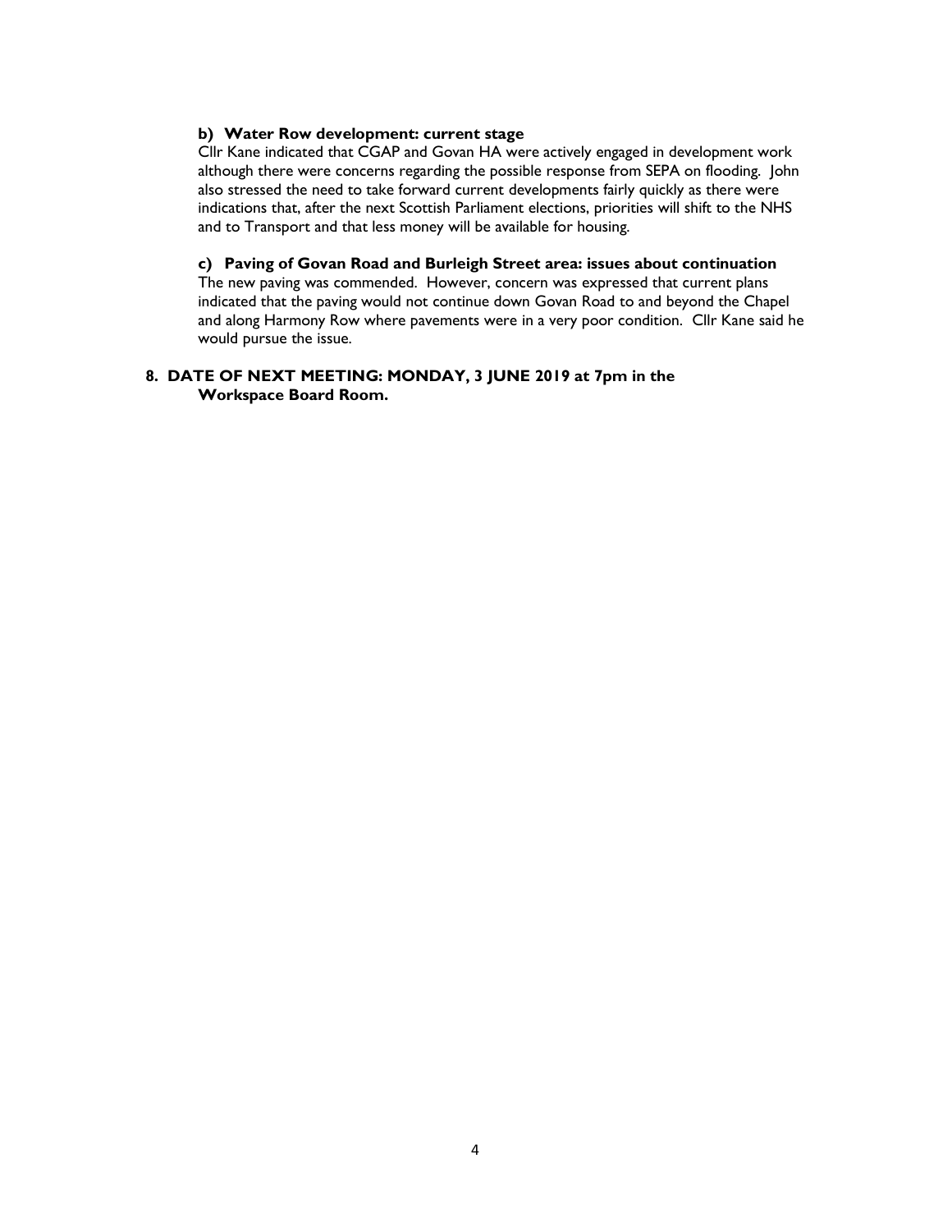**b) Water Row development: current stage**

Cllr Kane indicated that CGAP and Govan HA were actively engaged in development work although there were concerns regarding the possible response from SEPA on flooding. John also stressed the need to take forward current developments fairly quickly as there were indications that, after the next Scottish Parliament elections, priorities will shift to the NHS and to Transport and that less money will be available for housing.

**c) Paving of Govan Road and Burleigh Street area: issues about continuation**

The new paving was commended. However, concern was expressed that current plans indicated that the paving would not continue down Govan Road to and beyond the Chapel and along Harmony Row where pavements were in a very poor condition. Cllr Kane said he would pursue the issue.

**8. DATE OF NEXT MEETING: MONDAY, 3 JUNE 2019 at 7pm in the Workspace Board Room.**